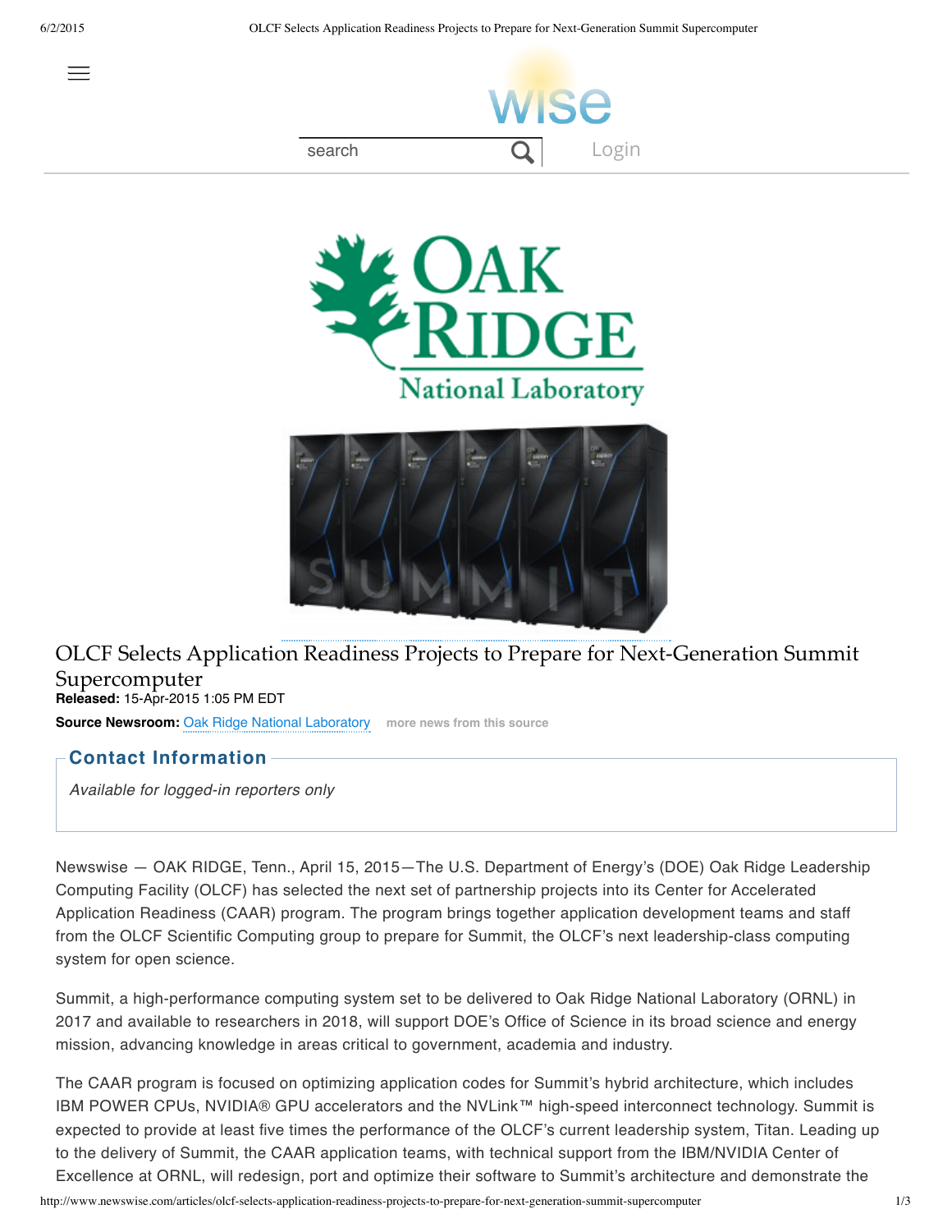# OLCF Selects Application Readiness Projects to Prepare for Next-Generation Summit Supercomputer

**Released:** 15-Apr-2015 1:05 PM EDT

**Source Newsroom:** Oak Ridge National Laboratory   more news from this source

## Contact Information

*Available for logged-in reporters only*

Newswise — OAK RIDGE, Tenn., April 15, 2015—The U.S. Department of Energy's (DOE) Oak Ridge Leadership Computing Facility (OLCF) has selected the next set of partnership projects into its Center for Accelerated Application Readiness (CAAR) program. The program brings together application development teams and staff from the OLCF Scientific Computing group to prepare for Summit, the OLCF's next leadership-class computing system for open science.

Summit, a high-performance computing system set to be delivered to Oak Ridge National Laboratory (ORNL) in 2017 and available to researchers in 2018, will support DOE's Office of Science in its broad science and energy mission, advancing knowledge in areas critical to government, academia and industry.

The CAAR program is focused on optimizing application codes for Summit's hybrid architecture, which includes IBM POWER CPUs, NVIDIA® GPU accelerators and the NVLink™ high-speed interconnect technology. Summit is expected to provide at least five times the performance of the OLCF's current leadership system, Titan. Leading up to the delivery of Summit, the CAAR application teams, with technical support from the IBM/NVIDIA Center of Excellence at ORNL, will redesign, port and optimize their software to Summit's architecture and demonstrate the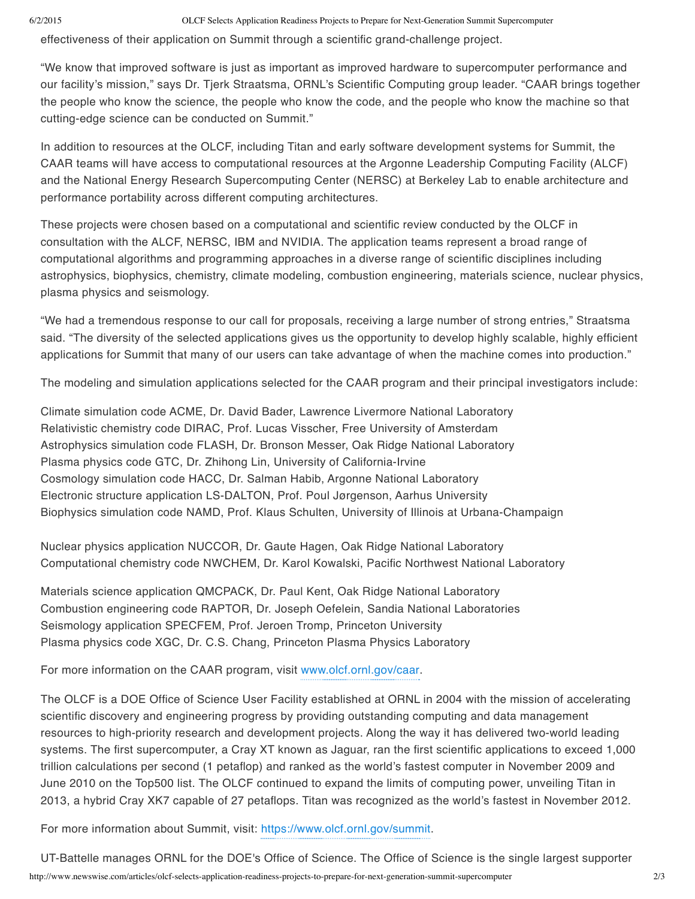effectiveness of their application on Summit through a scientific grand-challenge project.

“We know that improved software is just as important as improved hardware to supercomputer performance and our facility’s mission,” says Dr. Tjerk Straatsma, ORNL’s Scientific Computing group leader. “CAAR brings together the people who know the science, the people who know the code, and the people who know the machine so that cutting-edge science can be conducted on Summit.”

In addition to resources at the OLCF, including Titan and early software development systems for Summit, the CAAR teams will have access to computational resources at the Argonne Leadership Computing Facility (ALCF) and the National Energy Research Supercomputing Center (NERSC) at Berkeley Lab to enable architecture and performance portability across different computing architectures.

These projects were chosen based on a computational and scientific review conducted by the OLCF in consultation with the ALCF, NERSC, IBM and NVIDIA. The application teams represent a broad range of computational algorithms and programming approaches in a diverse range of scientific disciplines including astrophysics, biophysics, chemistry, climate modeling, combustion engineering, materials science, nuclear physics, plasma physics and seismology.

“We had a tremendous response to our call for proposals, receiving a large number of strong entries,” Straatsma said. “The diversity of the selected applications gives us the opportunity to develop highly scalable, highly efficient applications for Summit that many of our users can take advantage of when the machine comes into production.”

The modeling and simulation applications selected for the CAAR program and their principal investigators include:

Climate simulation code ACME, Dr. David Bader, Lawrence Livermore National Laboratory
Relativistic chemistry code DIRAC, Prof. Lucas Visscher, Free University of Amsterdam
Astrophysics simulation code FLASH, Dr. Bronson Messer, Oak Ridge National Laboratory
Plasma physics code GTC, Dr. Zhihong Lin, University of California-Irvine
Cosmology simulation code HACC, Dr. Salman Habib, Argonne National Laboratory
Electronic structure application LS-DALTON, Prof. Poul Jørgenson, Aarhus University
Biophysics simulation code NAMD, Prof. Klaus Schulten, University of Illinois at Urbana-Champaign

Nuclear physics application NUCCOR, Dr. Gaute Hagen, Oak Ridge National Laboratory
Computational chemistry code NWCHEM, Dr. Karol Kowalski, Pacific Northwest National Laboratory

Materials science application QMCPACK, Dr. Paul Kent, Oak Ridge National Laboratory
Combustion engineering code RAPTOR, Dr. Joseph Oefelein, Sandia National Laboratories
Seismology application SPECFEM, Prof. Jeroen Tromp, Princeton University
Plasma physics code XGC, Dr. C.S. Chang, Princeton Plasma Physics Laboratory

For more information on the CAAR program, visit www.olcf.ornl.gov/caar.

The OLCF is a DOE Office of Science User Facility established at ORNL in 2004 with the mission of accelerating scientific discovery and engineering progress by providing outstanding computing and data management resources to high-priority research and development projects. Along the way it has delivered two-world leading systems. The first supercomputer, a Cray XT known as Jaguar, ran the first scientific applications to exceed 1,000 trillion calculations per second (1 petaflop) and ranked as the world’s fastest computer in November 2009 and June 2010 on the Top500 list. The OLCF continued to expand the limits of computing power, unveiling Titan in 2013, a hybrid Cray XK7 capable of 27 petaflops. Titan was recognized as the world’s fastest in November 2012.

For more information about Summit, visit: https://www.olcf.ornl.gov/summit.

UT-Battelle manages ORNL for the DOE's Office of Science. The Office of Science is the single largest supporter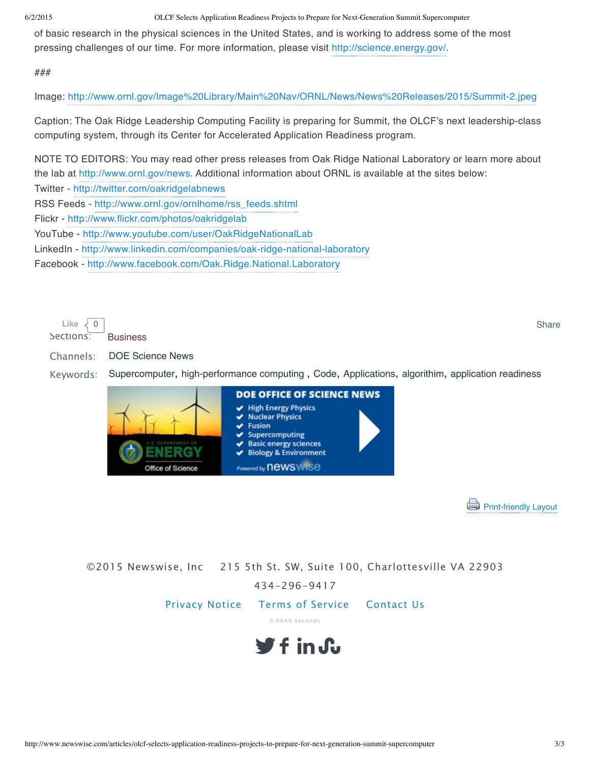of basic research in the physical sciences in the United States, and is working to address some of the most pressing challenges of our time. For more information, please visit http://science.energy.gov/.

###

Image: http://www.ornl.gov/Image%20Library/Main%20Nav/ORNL/News/News%20Releases/2015/Summit-2.jpeg

Caption: The Oak Ridge Leadership Computing Facility is preparing for Summit, the OLCF's next leadership-class computing system, through its Center for Accelerated Application Readiness program.

NOTE TO EDITORS: You may read other press releases from Oak Ridge National Laboratory or learn more about the lab at http://www.ornl.gov/news. Additional information about ORNL is available at the sites below:
Twitter - http://twitter.com/oakridgelabnews
RSS Feeds - http://www.ornl.gov/ornlhome/rss_feeds.shtml
Flickr - http://www.flickr.com/photos/oakridgelab
YouTube - http://www.youtube.com/user/OakRidgeNationalLab
LinkedIn - http://www.linkedin.com/companies/oak-ridge-national-laboratory
Facebook - http://www.facebook.com/Oak.Ridge.National.Laboratory

Like 0

Share

Sections: Business

Channels: DOE Science News

Keywords: Supercomputer, high-performance computing , Code, Applications, algorithm, application readiness

Print-friendly Layout

©2015 Newswise, Inc 215 5th St. SW, Suite 100, Charlottesville VA 22903
434-296-9417

Privacy Notice Terms of Service Contact Us

0.0645 seconds